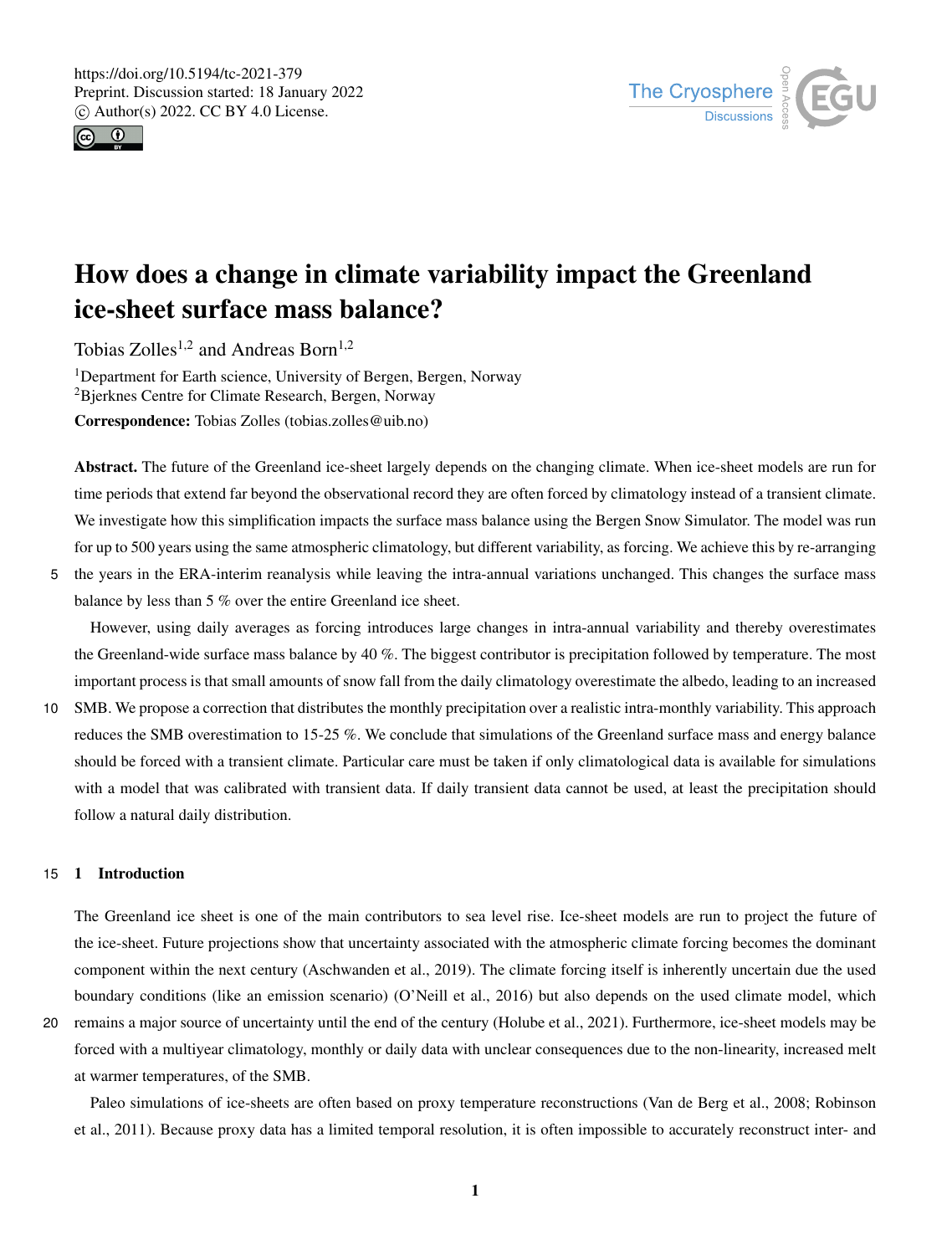# How does a change in climate variability impact the Greenland ice-sheet surface mass balance?

Tobias Zolles[1,2] and Andreas Born[1,2]

[1]Department for Earth science, University of Bergen, Bergen, Norway

[2]Bjerknes Centre for Climate Research, Bergen, Norway

**Correspondence:** Tobias Zolles (tobias.zolles@uib.no)

**Abstract.** The future of the Greenland ice-sheet largely depends on the changing climate. When ice-sheet models are run for time periods that extend far beyond the observational record they are often forced by climatology instead of a transient climate. We investigate how this simplification impacts the surface mass balance using the Bergen Snow Simulator. The model was run for up to 500 years using the same atmospheric climatology, but different variability, as forcing. We achieve this by re-arranging the years in the ERA-interim reanalysis while leaving the intra-annual variations unchanged. This changes the surface mass balance by less than 5 % over the entire Greenland ice sheet.

However, using daily averages as forcing introduces large changes in intra-annual variability and thereby overestimates the Greenland-wide surface mass balance by 40 %. The biggest contributor is precipitation followed by temperature. The most important process is that small amounts of snow fall from the daily climatology overestimate the albedo, leading to an increased SMB. We propose a correction that distributes the monthly precipitation over a realistic intra-monthly variability. This approach reduces the SMB overestimation to 15-25 %. We conclude that simulations of the Greenland surface mass and energy balance should be forced with a transient climate. Particular care must be taken if only climatological data is available for simulations with a model that was calibrated with transient data. If daily transient data cannot be used, at least the precipitation should follow a natural daily distribution.

## 1 Introduction

The Greenland ice sheet is one of the main contributors to sea level rise. Ice-sheet models are run to project the future of the ice-sheet. Future projections show that uncertainty associated with the atmospheric climate forcing becomes the dominant component within the next century (Aschwanden et al., 2019). The climate forcing itself is inherently uncertain due the used boundary conditions (like an emission scenario) (O'Neill et al., 2016) but also depends on the used climate model, which remains a major source of uncertainty until the end of the century (Holube et al., 2021). Furthermore, ice-sheet models may be forced with a multiyear climatology, monthly or daily data with unclear consequences due to the non-linearity, increased melt at warmer temperatures, of the SMB.

Paleo simulations of ice-sheets are often based on proxy temperature reconstructions (Van de Berg et al., 2008; Robinson et al., 2011). Because proxy data has a limited temporal resolution, it is often impossible to accurately reconstruct inter- and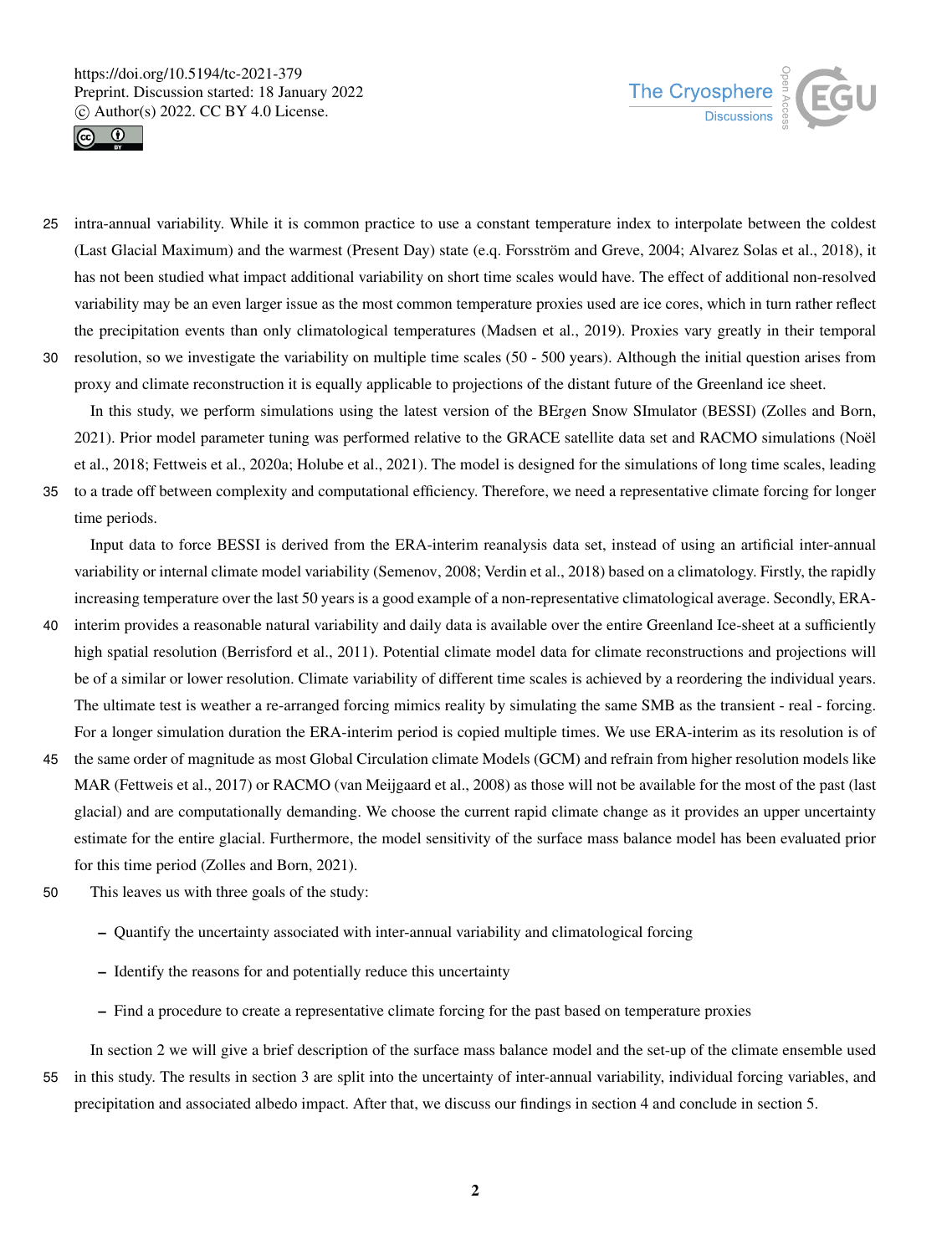intra-annual variability. While it is common practice to use a constant temperature index to interpolate between the coldest (Last Glacial Maximum) and the warmest (Present Day) state (e.q. Forsström and Greve, 2004; Alvarez Solas et al., 2018), it has not been studied what impact additional variability on short time scales would have. The effect of additional non-resolved variability may be an even larger issue as the most common temperature proxies used are ice cores, which in turn rather reflect the precipitation events than only climatological temperatures (Madsen et al., 2019). Proxies vary greatly in their temporal resolution, so we investigate the variability on multiple time scales (50 - 500 years). Although the initial question arises from proxy and climate reconstruction it is equally applicable to projections of the distant future of the Greenland ice sheet.

In this study, we perform simulations using the latest version of the BEr*ge*n Snow SImulator (BESSI) (Zolles and Born, 2021). Prior model parameter tuning was performed relative to the GRACE satellite data set and RACMO simulations (Noël et al., 2018; Fettweis et al., 2020a; Holube et al., 2021). The model is designed for the simulations of long time scales, leading to a trade off between complexity and computational efficiency. Therefore, we need a representative climate forcing for longer time periods.

Input data to force BESSI is derived from the ERA-interim reanalysis data set, instead of using an artificial inter-annual variability or internal climate model variability (Semenov, 2008; Verdin et al., 2018) based on a climatology. Firstly, the rapidly increasing temperature over the last 50 years is a good example of a non-representative climatological average. Secondly, ERA-interim provides a reasonable natural variability and daily data is available over the entire Greenland Ice-sheet at a sufficiently high spatial resolution (Berrisford et al., 2011). Potential climate model data for climate reconstructions and projections will be of a similar or lower resolution. Climate variability of different time scales is achieved by a reordering the individual years. The ultimate test is weather a re-arranged forcing mimics reality by simulating the same SMB as the transient - real - forcing. For a longer simulation duration the ERA-interim period is copied multiple times. We use ERA-interim as its resolution is of the same order of magnitude as most Global Circulation climate Models (GCM) and refrain from higher resolution models like MAR (Fettweis et al., 2017) or RACMO (van Meijgaard et al., 2008) as those will not be available for the most of the past (last glacial) and are computationally demanding. We choose the current rapid climate change as it provides an upper uncertainty estimate for the entire glacial. Furthermore, the model sensitivity of the surface mass balance model has been evaluated prior for this time period (Zolles and Born, 2021).

This leaves us with three goals of the study:

- Quantify the uncertainty associated with inter-annual variability and climatological forcing
- Identify the reasons for and potentially reduce this uncertainty
- Find a procedure to create a representative climate forcing for the past based on temperature proxies

In section 2 we will give a brief description of the surface mass balance model and the set-up of the climate ensemble used in this study. The results in section 3 are split into the uncertainty of inter-annual variability, individual forcing variables, and precipitation and associated albedo impact. After that, we discuss our findings in section 4 and conclude in section 5.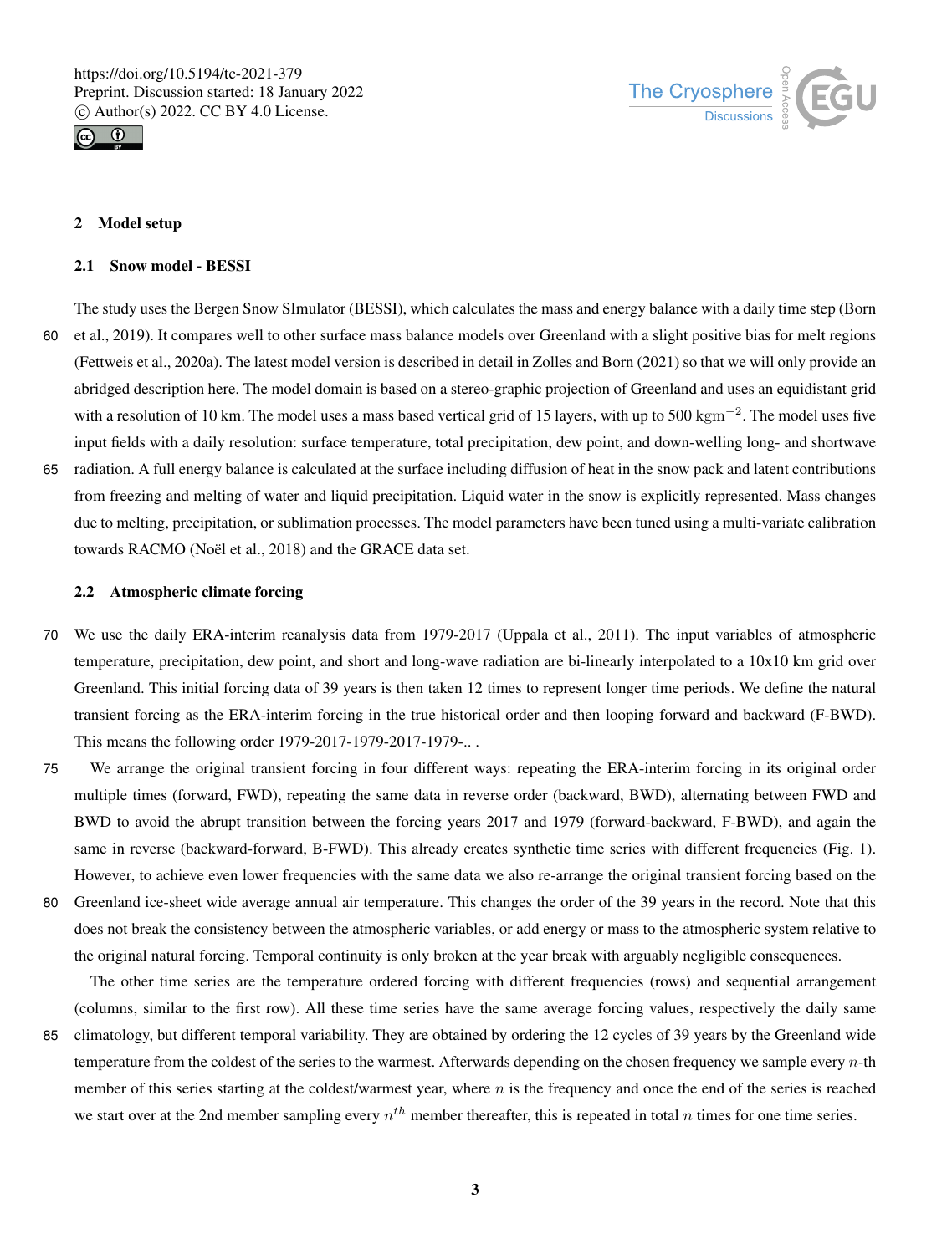## 2 Model setup

### 2.1 Snow model - BESSI

The study uses the Bergen Snow SImulator (BESSI), which calculates the mass and energy balance with a daily time step (Born et al., 2019). It compares well to other surface mass balance models over Greenland with a slight positive bias for melt regions (Fettweis et al., 2020a). The latest model version is described in detail in Zolles and Born (2021) so that we will only provide an abridged description here. The model domain is based on a stereo-graphic projection of Greenland and uses an equidistant grid with a resolution of 10 km. The model uses a mass based vertical grid of 15 layers, with up to 500 $\mathrm{kgm^{-2}}$. The model uses five input fields with a daily resolution: surface temperature, total precipitation, dew point, and down-welling long- and shortwave radiation. A full energy balance is calculated at the surface including diffusion of heat in the snow pack and latent contributions from freezing and melting of water and liquid precipitation. Liquid water in the snow is explicitly represented. Mass changes due to melting, precipitation, or sublimation processes. The model parameters have been tuned using a multi-variate calibration towards RACMO (Noël et al., 2018) and the GRACE data set.

### 2.2 Atmospheric climate forcing

We use the daily ERA-interim reanalysis data from 1979-2017 (Uppala et al., 2011). The input variables of atmospheric temperature, precipitation, dew point, and short and long-wave radiation are bi-linearly interpolated to a 10x10 km grid over Greenland. This initial forcing data of 39 years is then taken 12 times to represent longer time periods. We define the natural transient forcing as the ERA-interim forcing in the true historical order and then looping forward and backward (F-BWD). This means the following order 1979-2017-1979-2017-1979-.. .

We arrange the original transient forcing in four different ways: repeating the ERA-interim forcing in its original order multiple times (forward, FWD), repeating the same data in reverse order (backward, BWD), alternating between FWD and BWD to avoid the abrupt transition between the forcing years 2017 and 1979 (forward-backward, F-BWD), and again the same in reverse (backward-forward, B-FWD). This already creates synthetic time series with different frequencies (Fig. 1). However, to achieve even lower frequencies with the same data we also re-arrange the original transient forcing based on the Greenland ice-sheet wide average annual air temperature. This changes the order of the 39 years in the record. Note that this does not break the consistency between the atmospheric variables, or add energy or mass to the atmospheric system relative to the original natural forcing. Temporal continuity is only broken at the year break with arguably negligible consequences.

The other time series are the temperature ordered forcing with different frequencies (rows) and sequential arrangement (columns, similar to the first row). All these time series have the same average forcing values, respectively the daily same climatology, but different temporal variability. They are obtained by ordering the 12 cycles of 39 years by the Greenland wide temperature from the coldest of the series to the warmest. Afterwards depending on the chosen frequency we sample every $n$-th member of this series starting at the coldest/warmest year, where $n$ is the frequency and once the end of the series is reached we start over at the 2nd member sampling every $n^{th}$ member thereafter, this is repeated in total $n$ times for one time series.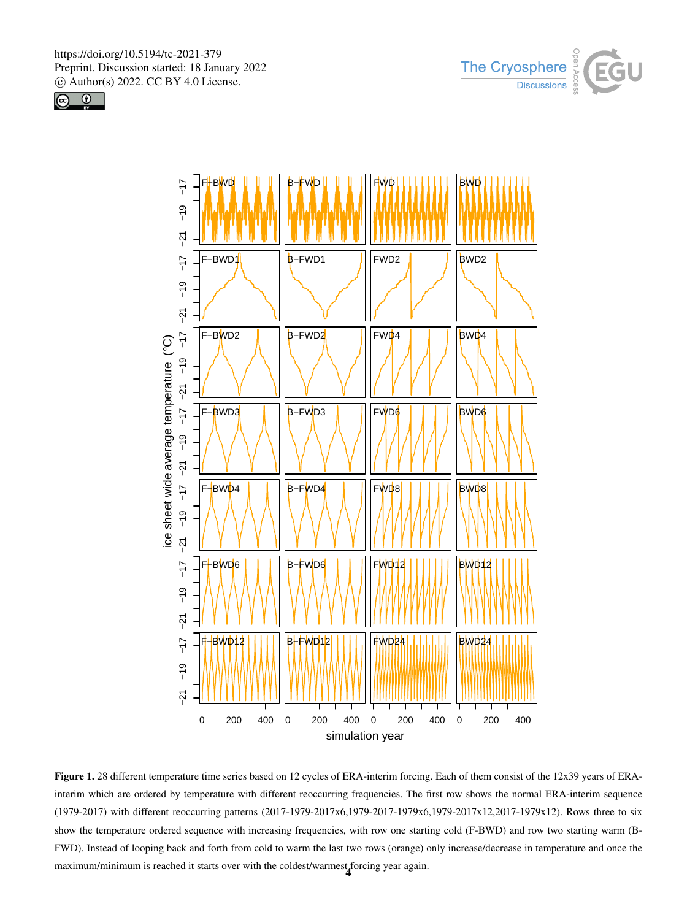F−BWD
B−FWD
FWD
BWD
F−BWD1
B−FWD1
FWD2
BWD2
F−BWD2
B−FWD2
FWD4
BWD4
F−BWD3
B−FWD3
FWD6
BWD6
F−BWD4
B−FWD4
FWD8
BWD8
F−BWD6
B−FWD6
FWD12
BWD12
F−BWD12
B−FWD12
FWD24
BWD24

ice sheet wide average temperature (°C)
−17 −19 −21

simulation year
0 200 400

**Figure 1.** 28 different temperature time series based on 12 cycles of ERA-interim forcing. Each of them consist of the 12x39 years of ERA-interim which are ordered by temperature with different reoccurring frequencies. The first row shows the normal ERA-interim sequence (1979-2017) with different reoccurring patterns (2017-1979-2017x6,1979-2017-1979x6,1979-2017x12,2017-1979x12). Rows three to six show the temperature ordered sequence with increasing frequencies, with row one starting cold (F-BWD) and row two starting warm (B-FWD). Instead of looping back and forth from cold to warm the last two rows (orange) only increase/decrease in temperature and once the maximum/minimum is reached it starts over with the coldest/warmest forcing year again.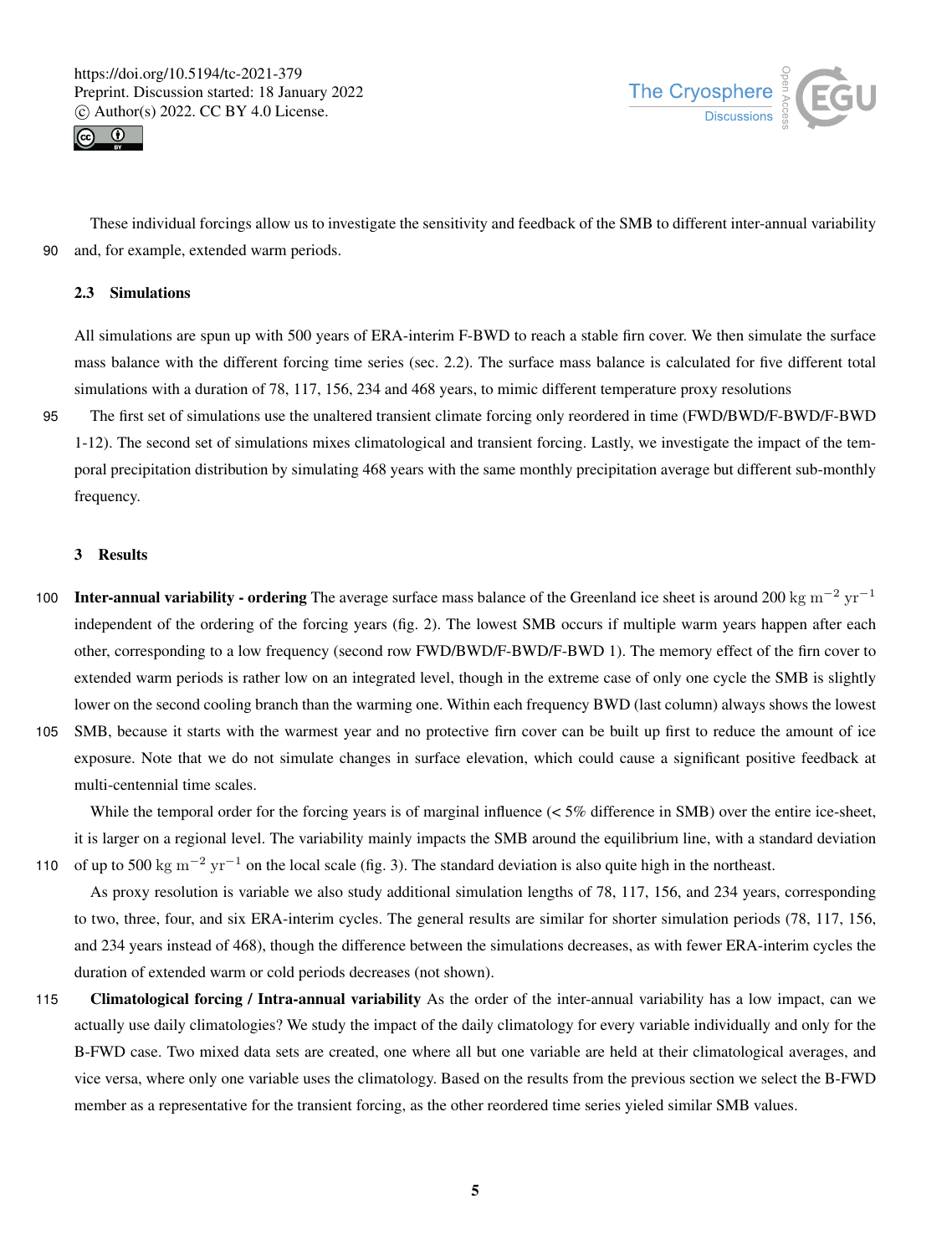These individual forcings allow us to investigate the sensitivity and feedback of the SMB to different inter-annual variability and, for example, extended warm periods.

### 2.3 Simulations

All simulations are spun up with 500 years of ERA-interim F-BWD to reach a stable firn cover. We then simulate the surface mass balance with the different forcing time series (sec. 2.2). The surface mass balance is calculated for five different total simulations with a duration of 78, 117, 156, 234 and 468 years, to mimic different temperature proxy resolutions

The first set of simulations use the unaltered transient climate forcing only reordered in time (FWD/BWD/F-BWD/F-BWD 1-12). The second set of simulations mixes climatological and transient forcing. Lastly, we investigate the impact of the temporal precipitation distribution by simulating 468 years with the same monthly precipitation average but different sub-monthly frequency.

## 3 Results

**Inter-annual variability - ordering** The average surface mass balance of the Greenland ice sheet is around 200 $\mathrm{kg\,m^{-2}\,yr^{-1}}$ independent of the ordering of the forcing years (fig. 2). The lowest SMB occurs if multiple warm years happen after each other, corresponding to a low frequency (second row FWD/BWD/F-BWD/F-BWD 1). The memory effect of the firn cover to extended warm periods is rather low on an integrated level, though in the extreme case of only one cycle the SMB is slightly lower on the second cooling branch than the warming one. Within each frequency BWD (last column) always shows the lowest SMB, because it starts with the warmest year and no protective firn cover can be built up first to reduce the amount of ice exposure. Note that we do not simulate changes in surface elevation, which could cause a significant positive feedback at multi-centennial time scales.

While the temporal order for the forcing years is of marginal influence (< 5% difference in SMB) over the entire ice-sheet, it is larger on a regional level. The variability mainly impacts the SMB around the equilibrium line, with a standard deviation of up to 500 $\mathrm{kg\,m^{-2}\,yr^{-1}}$ on the local scale (fig. 3). The standard deviation is also quite high in the northeast.

As proxy resolution is variable we also study additional simulation lengths of 78, 117, 156, and 234 years, corresponding to two, three, four, and six ERA-interim cycles. The general results are similar for shorter simulation periods (78, 117, 156, and 234 years instead of 468), though the difference between the simulations decreases, as with fewer ERA-interim cycles the duration of extended warm or cold periods decreases (not shown).

**Climatological forcing / Intra-annual variability** As the order of the inter-annual variability has a low impact, can we actually use daily climatologies? We study the impact of the daily climatology for every variable individually and only for the B-FWD case. Two mixed data sets are created, one where all but one variable are held at their climatological averages, and vice versa, where only one variable uses the climatology. Based on the results from the previous section we select the B-FWD member as a representative for the transient forcing, as the other reordered time series yielded similar SMB values.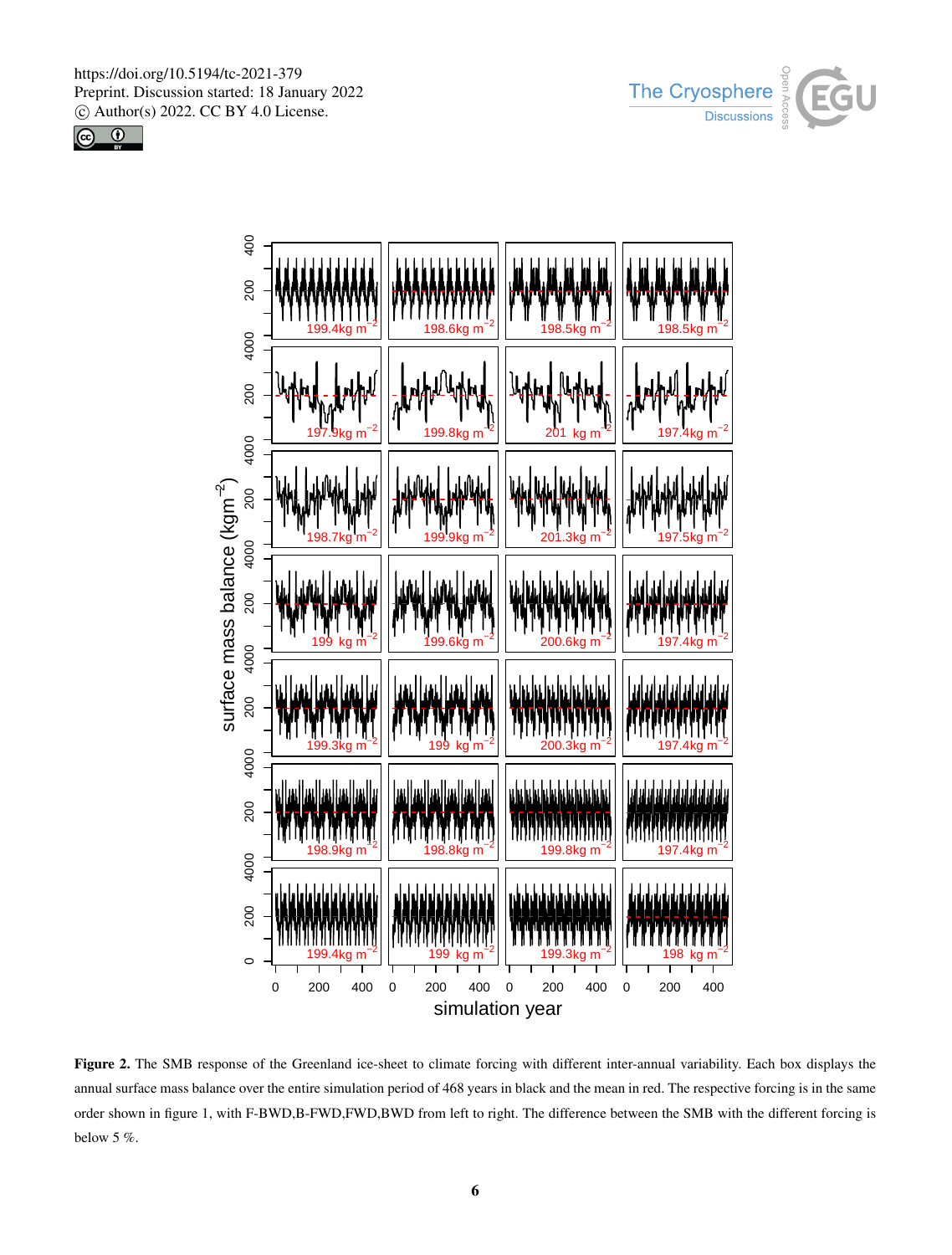surface mass balance (kgm$^{-2}$)

simulation year

0 200 400 0 200 400 0 200 400 0 200 400

199.4kg m$^{-2}$ 198.6kg m$^{-2}$ 198.5kg m$^{-2}$ 198.5kg m$^{-2}$

197.9kg m$^{-2}$ 199.8kg m$^{-2}$ 201 kg m$^{-2}$ 197.4kg m$^{-2}$

198.7kg m$^{-2}$ 199.9kg m$^{-2}$ 201.3kg m$^{-2}$ 197.5kg m$^{-2}$

199 kg m$^{-2}$ 199.6kg m$^{-2}$ 200.6kg m$^{-2}$ 197.4kg m$^{-2}$

199.3kg m$^{-2}$ 199 kg m$^{-2}$ 200.3kg m$^{-2}$ 197.4kg m$^{-2}$

198.9kg m$^{-2}$ 198.8kg m$^{-2}$ 199.8kg m$^{-2}$ 197.4kg m$^{-2}$

199.4kg m$^{-2}$ 199 kg m$^{-2}$ 199.3kg m$^{-2}$ 198 kg m$^{-2}$

**Figure 2.** The SMB response of the Greenland ice-sheet to climate forcing with different inter-annual variability. Each box displays the annual surface mass balance over the entire simulation period of 468 years in black and the mean in red. The respective forcing is in the same order shown in figure 1, with F-BWD,B-FWD,FWD,BWD from left to right. The difference between the SMB with the different forcing is below 5 %.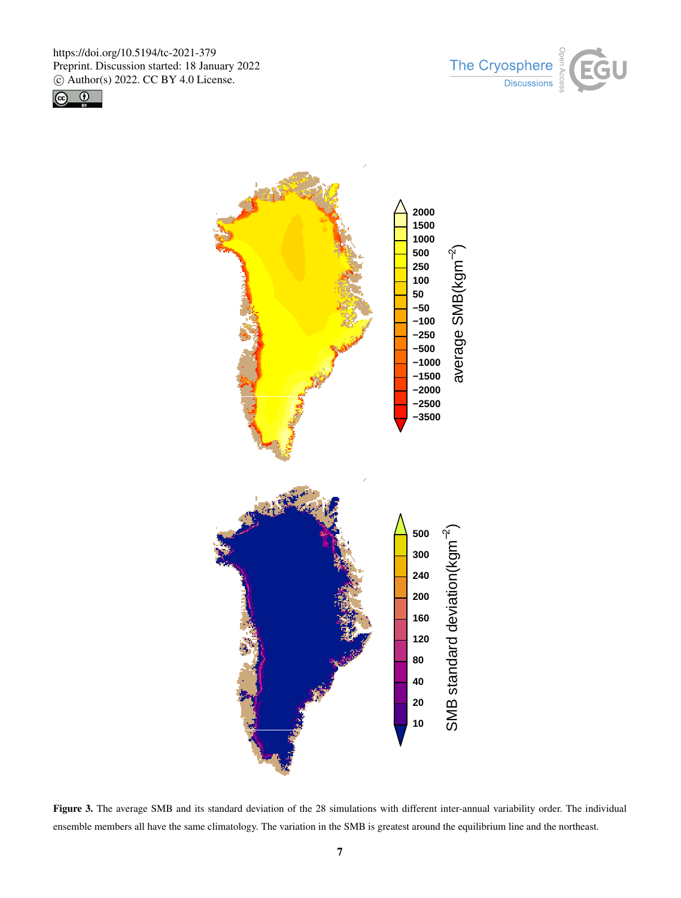**Figure 3.** The average SMB and its standard deviation of the 28 simulations with different inter-annual variability order. The individual ensemble members all have the same climatology. The variation in the SMB is greatest around the equilibrium line and the northeast.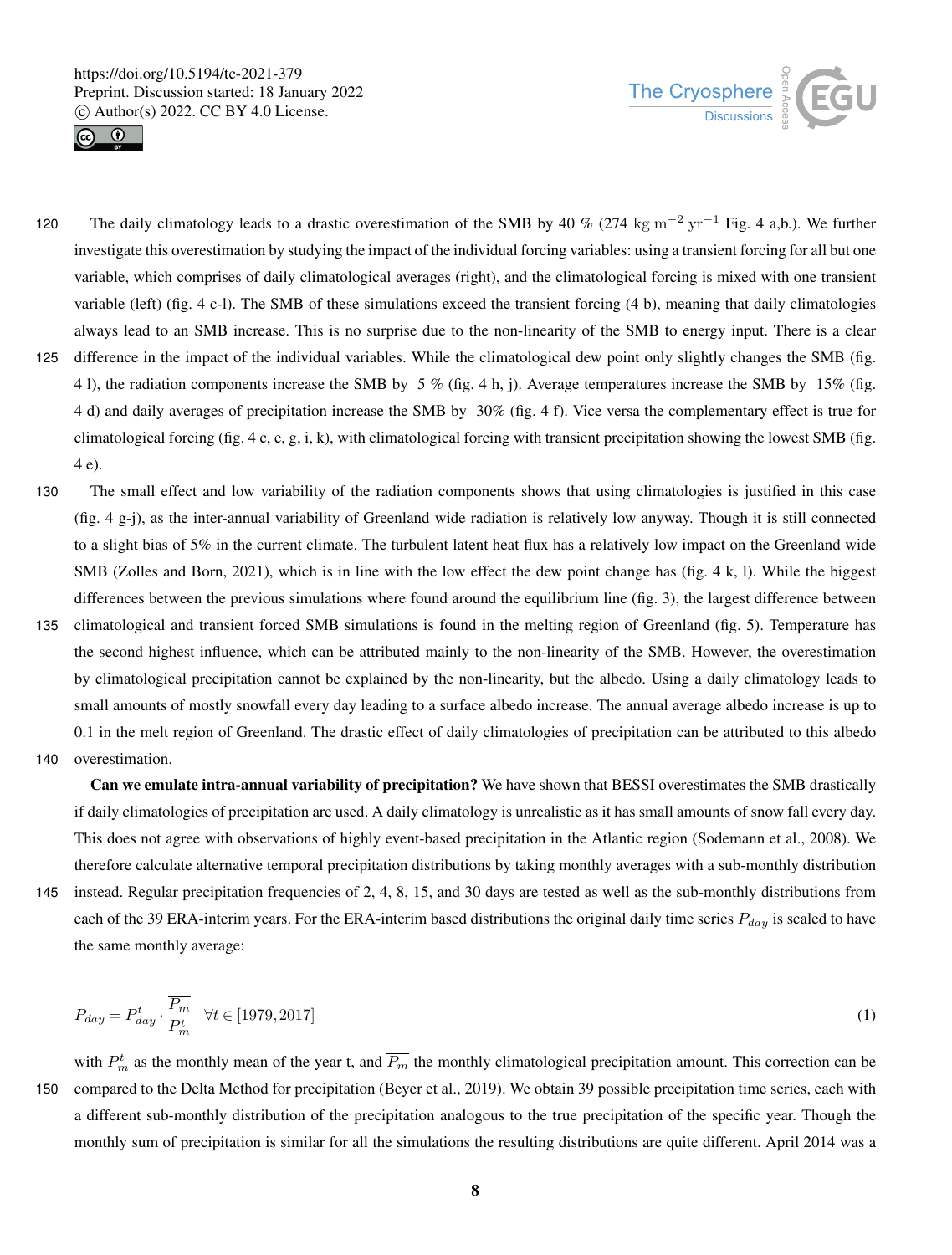The daily climatology leads to a drastic overestimation of the SMB by 40 % (274 $\mathrm{kg\,m^{-2}\,yr^{-1}}$ Fig. 4 a,b.). We further investigate this overestimation by studying the impact of the individual forcing variables: using a transient forcing for all but one variable, which comprises of daily climatological averages (right), and the climatological forcing is mixed with one transient variable (left) (fig. 4 c-l). The SMB of these simulations exceed the transient forcing (4 b), meaning that daily climatologies always lead to an SMB increase. This is no surprise due to the non-linearity of the SMB to energy input. There is a clear difference in the impact of the individual variables. While the climatological dew point only slightly changes the SMB (fig. 4 l), the radiation components increase the SMB by 5 % (fig. 4 h, j). Average temperatures increase the SMB by 15% (fig. 4 d) and daily averages of precipitation increase the SMB by 30% (fig. 4 f). Vice versa the complementary effect is true for climatological forcing (fig. 4 c, e, g, i, k), with climatological forcing with transient precipitation showing the lowest SMB (fig. 4 e).

The small effect and low variability of the radiation components shows that using climatologies is justified in this case (fig. 4 g-j), as the inter-annual variability of Greenland wide radiation is relatively low anyway. Though it is still connected to a slight bias of 5% in the current climate. The turbulent latent heat flux has a relatively low impact on the Greenland wide SMB (Zolles and Born, 2021), which is in line with the low effect the dew point change has (fig. 4 k, l). While the biggest differences between the previous simulations where found around the equilibrium line (fig. 3), the largest difference between climatological and transient forced SMB simulations is found in the melting region of Greenland (fig. 5). Temperature has the second highest influence, which can be attributed mainly to the non-linearity of the SMB. However, the overestimation by climatological precipitation cannot be explained by the non-linearity, but the albedo. Using a daily climatology leads to small amounts of mostly snowfall every day leading to a surface albedo increase. The annual average albedo increase is up to 0.1 in the melt region of Greenland. The drastic effect of daily climatologies of precipitation can be attributed to this albedo overestimation.

**Can we emulate intra-annual variability of precipitation?** We have shown that BESSI overestimates the SMB drastically if daily climatologies of precipitation are used. A daily climatology is unrealistic as it has small amounts of snow fall every day. This does not agree with observations of highly event-based precipitation in the Atlantic region (Sodemann et al., 2008). We therefore calculate alternative temporal precipitation distributions by taking monthly averages with a sub-monthly distribution instead. Regular precipitation frequencies of 2, 4, 8, 15, and 30 days are tested as well as the sub-monthly distributions from each of the 39 ERA-interim years. For the ERA-interim based distributions the original daily time series $P_{day}$ is scaled to have the same monthly average:

$$P_{day} = P_{day}^{t} \cdot \frac{\overline{P_m}}{P_m^t} \quad \forall t \in [1979, 2017] \tag{1}$$

with $P_m^t$ as the monthly mean of the year t, and $\overline{P_m}$ the monthly climatological precipitation amount. This correction can be compared to the Delta Method for precipitation (Beyer et al., 2019). We obtain 39 possible precipitation time series, each with a different sub-monthly distribution of the precipitation analogous to the true precipitation of the specific year. Though the monthly sum of precipitation is similar for all the simulations the resulting distributions are quite different. April 2014 was a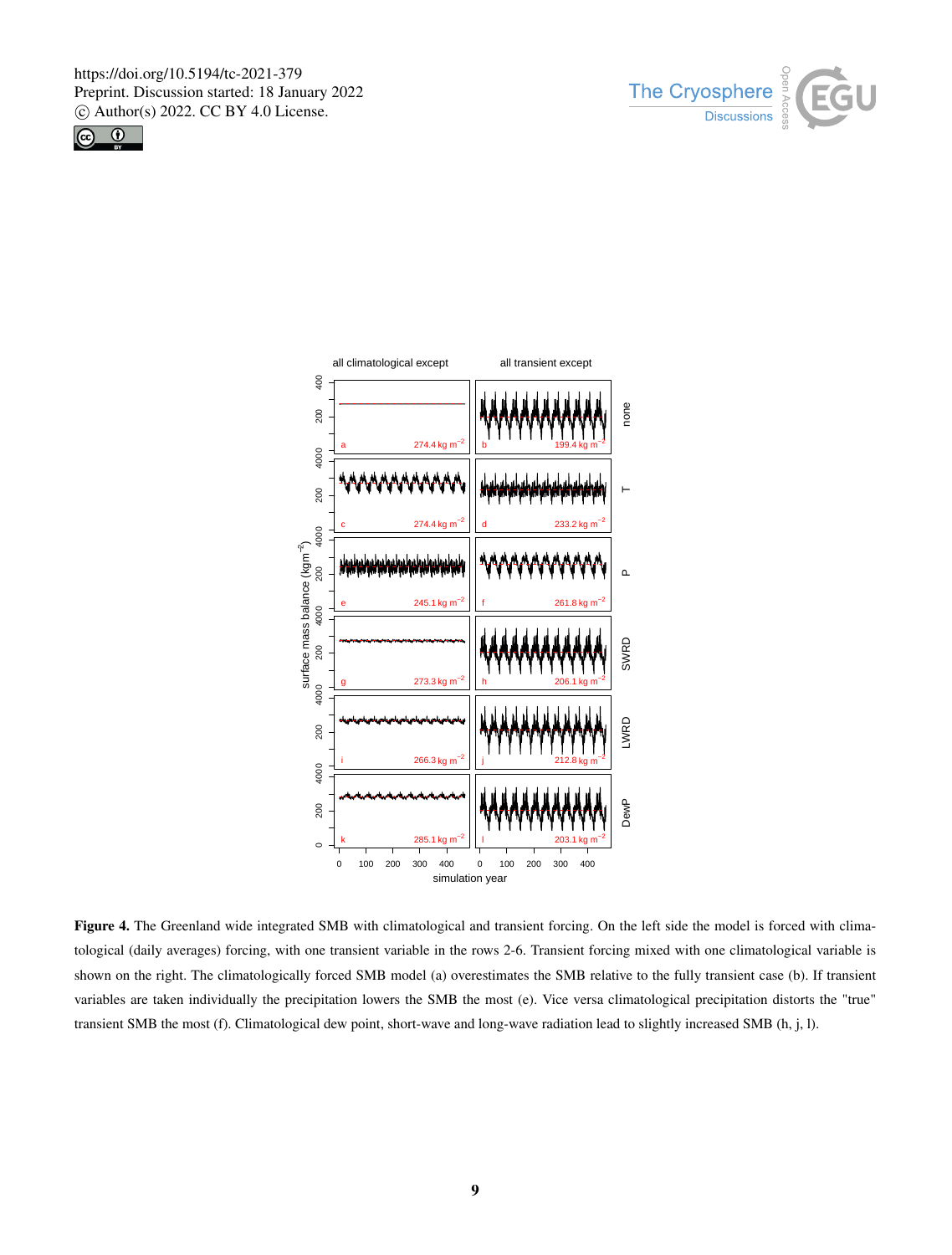all climatological except

all transient except

none

T

P

SWRD

LWRD

DewP

surface mass balance (kgm$^{-2}$)

a 274.4 kg m$^{-2}$

b 199.4 kg m$^{-2}$

c 274.4 kg m$^{-2}$

d 233.2 kg m$^{-2}$

e 245.1 kg m$^{-2}$

f 261.8 kg m$^{-2}$

g 273.3 kg m$^{-2}$

h 206.1 kg m$^{-2}$

i 266.3 kg m$^{-2}$

j 212.8 kg m$^{-2}$

k 285.1 kg m$^{-2}$

l 203.1 kg m$^{-2}$

0 100 200 300 400

simulation year

**Figure 4.** The Greenland wide integrated SMB with climatological and transient forcing. On the left side the model is forced with climatological (daily averages) forcing, with one transient variable in the rows 2-6. Transient forcing mixed with one climatological variable is shown on the right. The climatologically forced SMB model (a) overestimates the SMB relative to the fully transient case (b). If transient variables are taken individually the precipitation lowers the SMB the most (e). Vice versa climatological precipitation distorts the "true" transient SMB the most (f). Climatological dew point, short-wave and long-wave radiation lead to slightly increased SMB (h, j, l).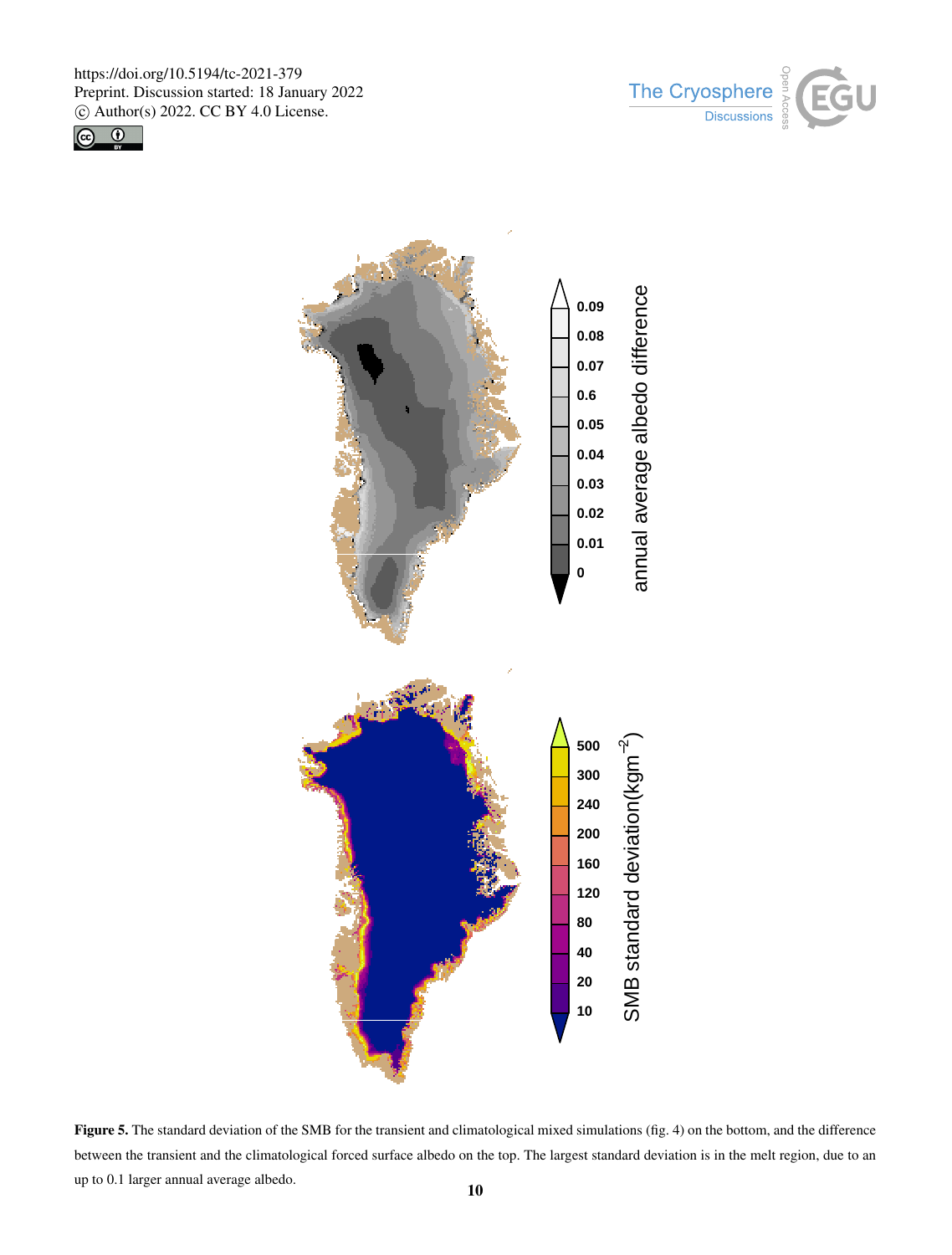annual average albedo difference

0.09
0.08
0.07
0.6
0.05
0.04
0.03
0.02
0.01
0

SMB standard deviation($kgm^{-2}$)

500
300
240
200
160
120
80
40
20
10

**Figure 5.** The standard deviation of the SMB for the transient and climatological mixed simulations (fig. 4) on the bottom, and the difference between the transient and the climatological forced surface albedo on the top. The largest standard deviation is in the melt region, due to an up to 0.1 larger annual average albedo.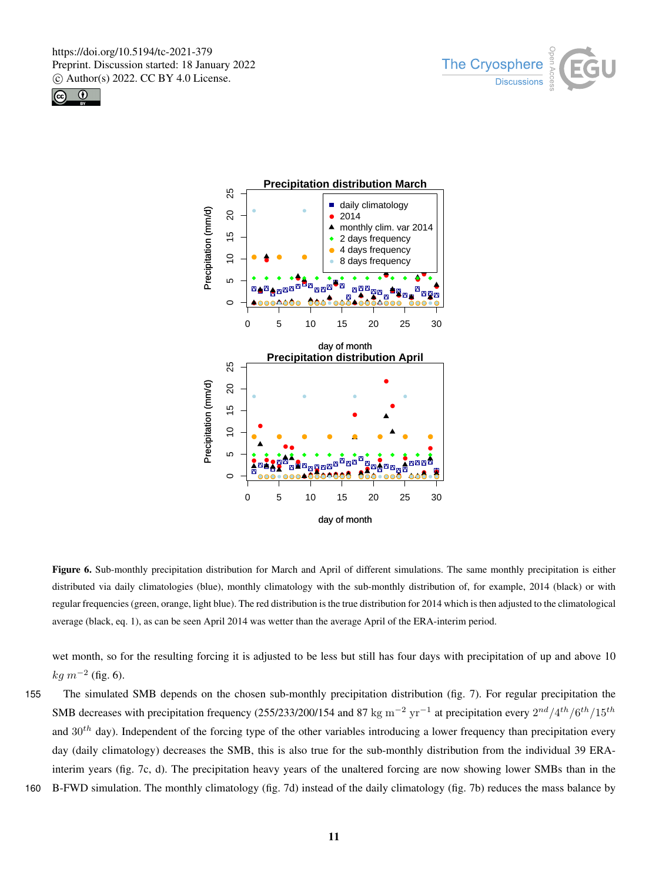Precipitation distribution March

Precipitation (mm/d)

0 5 10 15 20 25

daily climatology
2014
monthly clim. var 2014
2 days frequency
4 days frequency
8 days frequency

0 5 10 15 20 25 30

day of month

Precipitation distribution April

Precipitation (mm/d)

0 5 10 15 20 25

0 5 10 15 20 25 30

day of month

**Figure 6.** Sub-monthly precipitation distribution for March and April of different simulations. The same monthly precipitation is either distributed via daily climatologies (blue), monthly climatology with the sub-monthly distribution of, for example, 2014 (black) or with regular frequencies (green, orange, light blue). The red distribution is the true distribution for 2014 which is then adjusted to the climatological average (black, eq. 1), as can be seen April 2014 was wetter than the average April of the ERA-interim period.

wet month, so for the resulting forcing it is adjusted to be less but still has four days with precipitation of up and above 10 $kg\ m^{-2}$ (fig. 6).

The simulated SMB depends on the chosen sub-monthly precipitation distribution (fig. 7). For regular precipitation the SMB decreases with precipitation frequency (255/233/200/154 and 87 $\mathrm{kg\ m^{-2}\ yr^{-1}}$ at precipitation every $2^{nd}/4^{th}/6^{th}/15^{th}$ and $30^{th}$ day). Independent of the forcing type of the other variables introducing a lower frequency than precipitation every day (daily climatology) decreases the SMB, this is also true for the sub-monthly distribution from the individual 39 ERA-interim years (fig. 7c, d). The precipitation heavy years of the unaltered forcing are now showing lower SMBs than in the B-FWD simulation. The monthly climatology (fig. 7d) instead of the daily climatology (fig. 7b) reduces the mass balance by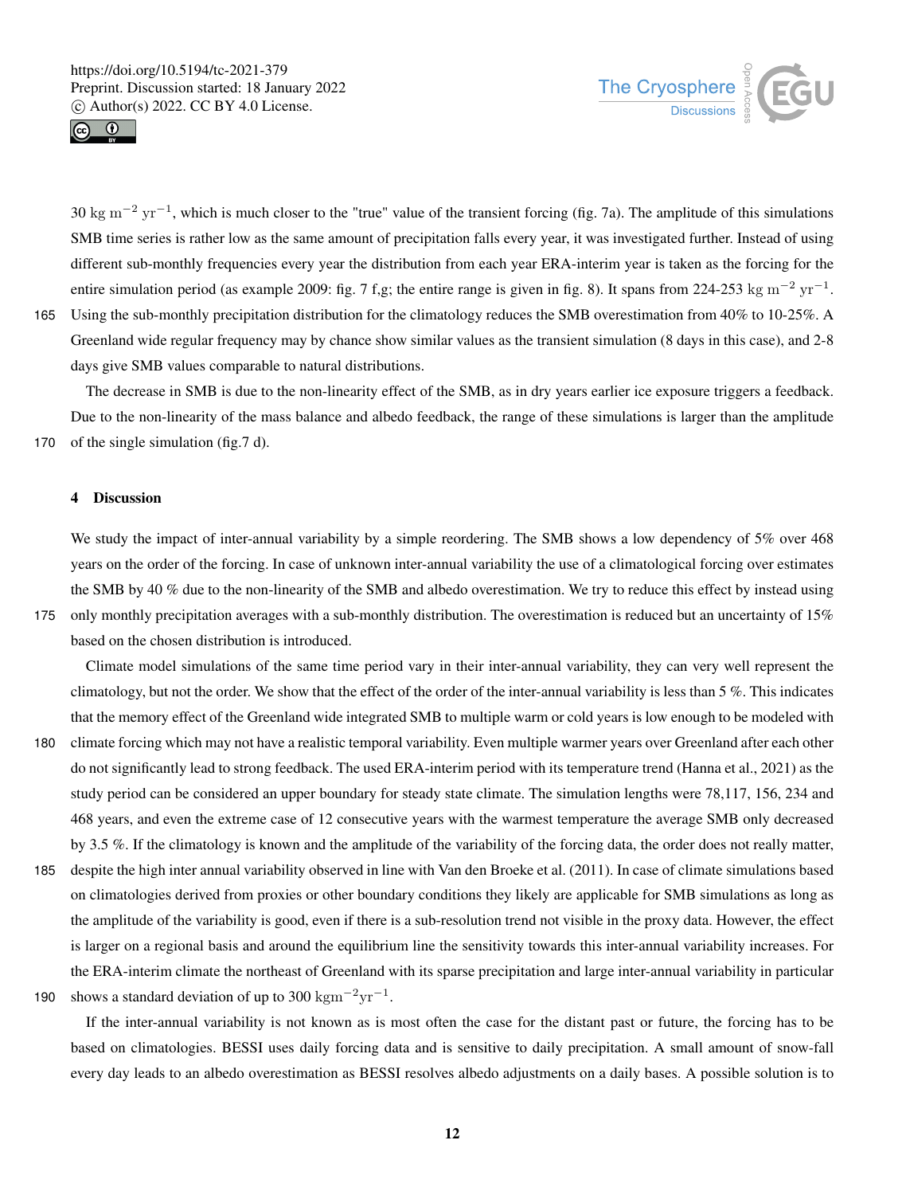$30\ \mathrm{kg\ m^{-2}\ yr^{-1}}$, which is much closer to the "true" value of the transient forcing (fig. 7a). The amplitude of this simulations SMB time series is rather low as the same amount of precipitation falls every year, it was investigated further. Instead of using different sub-monthly frequencies every year the distribution from each year ERA-interim year is taken as the forcing for the entire simulation period (as example 2009: fig. 7 f,g; the entire range is given in fig. 8). It spans from 224-253 $\mathrm{kg\ m^{-2}\ yr^{-1}}$. Using the sub-monthly precipitation distribution for the climatology reduces the SMB overestimation from 40% to 10-25%. A Greenland wide regular frequency may by chance show similar values as the transient simulation (8 days in this case), and 2-8 days give SMB values comparable to natural distributions.

The decrease in SMB is due to the non-linearity effect of the SMB, as in dry years earlier ice exposure triggers a feedback. Due to the non-linearity of the mass balance and albedo feedback, the range of these simulations is larger than the amplitude of the single simulation (fig.7 d).

## 4 Discussion

We study the impact of inter-annual variability by a simple reordering. The SMB shows a low dependency of 5% over 468 years on the order of the forcing. In case of unknown inter-annual variability the use of a climatological forcing over estimates the SMB by 40 % due to the non-linearity of the SMB and albedo overestimation. We try to reduce this effect by instead using only monthly precipitation averages with a sub-monthly distribution. The overestimation is reduced but an uncertainty of 15% based on the chosen distribution is introduced.

Climate model simulations of the same time period vary in their inter-annual variability, they can very well represent the climatology, but not the order. We show that the effect of the order of the inter-annual variability is less than 5 %. This indicates that the memory effect of the Greenland wide integrated SMB to multiple warm or cold years is low enough to be modeled with climate forcing which may not have a realistic temporal variability. Even multiple warmer years over Greenland after each other do not significantly lead to strong feedback. The used ERA-interim period with its temperature trend (Hanna et al., 2021) as the study period can be considered an upper boundary for steady state climate. The simulation lengths were 78,117, 156, 234 and 468 years, and even the extreme case of 12 consecutive years with the warmest temperature the average SMB only decreased by 3.5 %. If the climatology is known and the amplitude of the variability of the forcing data, the order does not really matter, despite the high inter annual variability observed in line with Van den Broeke et al. (2011). In case of climate simulations based on climatologies derived from proxies or other boundary conditions they likely are applicable for SMB simulations as long as the amplitude of the variability is good, even if there is a sub-resolution trend not visible in the proxy data. However, the effect is larger on a regional basis and around the equilibrium line the sensitivity towards this inter-annual variability increases. For the ERA-interim climate the northeast of Greenland with its sparse precipitation and large inter-annual variability in particular shows a standard deviation of up to 300 $\mathrm{kgm^{-2}yr^{-1}}$.

If the inter-annual variability is not known as is most often the case for the distant past or future, the forcing has to be based on climatologies. BESSI uses daily forcing data and is sensitive to daily precipitation. A small amount of snow-fall every day leads to an albedo overestimation as BESSI resolves albedo adjustments on a daily bases. A possible solution is to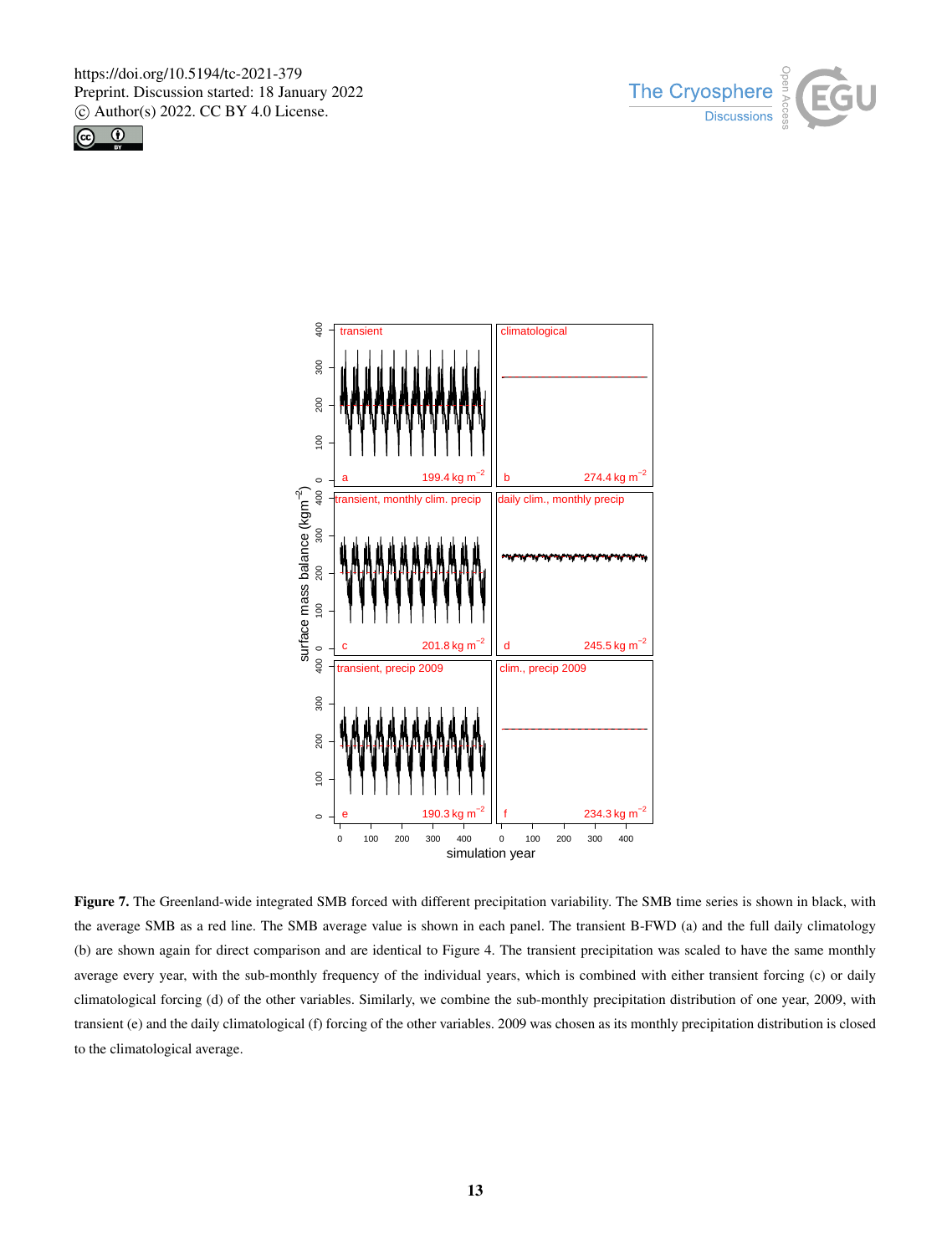transient

climatological

a 199.4 kg m$^{-2}$

b 274.4 kg m$^{-2}$

transient, monthly clim. precip

daily clim., monthly precip

c 201.8 kg m$^{-2}$

d 245.5 kg m$^{-2}$

transient, precip 2009

clim., precip 2009

e 190.3 kg m$^{-2}$

f 234.3 kg m$^{-2}$

surface mass balance (kgm$^{-2}$)

simulation year

0 100 200 300 400

**Figure 7.** The Greenland-wide integrated SMB forced with different precipitation variability. The SMB time series is shown in black, with the average SMB as a red line. The SMB average value is shown in each panel. The transient B-FWD (a) and the full daily climatology (b) are shown again for direct comparison and are identical to Figure 4. The transient precipitation was scaled to have the same monthly average every year, with the sub-monthly frequency of the individual years, which is combined with either transient forcing (c) or daily climatological forcing (d) of the other variables. Similarly, we combine the sub-monthly precipitation distribution of one year, 2009, with transient (e) and the daily climatological (f) forcing of the other variables. 2009 was chosen as its monthly precipitation distribution is closed to the climatological average.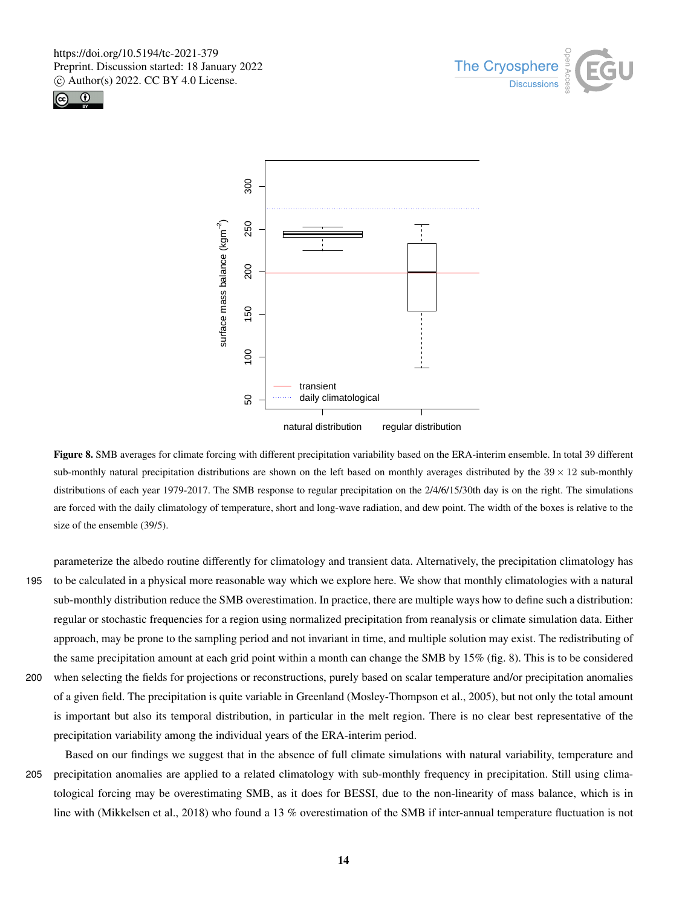surface mass balance (kgm$^{-2}$)

300

250

200

150

100

50

transient

daily climatological

natural distribution

regular distribution

**Figure 8.** SMB averages for climate forcing with different precipitation variability based on the ERA-interim ensemble. In total 39 different sub-monthly natural precipitation distributions are shown on the left based on monthly averages distributed by the $39 \times 12$ sub-monthly distributions of each year 1979-2017. The SMB response to regular precipitation on the 2/4/6/15/30th day is on the right. The simulations are forced with the daily climatology of temperature, short and long-wave radiation, and dew point. The width of the boxes is relative to the size of the ensemble (39/5).

parameterize the albedo routine differently for climatology and transient data. Alternatively, the precipitation climatology has to be calculated in a physical more reasonable way which we explore here. We show that monthly climatologies with a natural sub-monthly distribution reduce the SMB overestimation. In practice, there are multiple ways how to define such a distribution: regular or stochastic frequencies for a region using normalized precipitation from reanalysis or climate simulation data. Either approach, may be prone to the sampling period and not invariant in time, and multiple solution may exist. The redistributing of the same precipitation amount at each grid point within a month can change the SMB by 15% (fig. 8). This is to be considered when selecting the fields for projections or reconstructions, purely based on scalar temperature and/or precipitation anomalies of a given field. The precipitation is quite variable in Greenland (Mosley-Thompson et al., 2005), but not only the total amount is important but also its temporal distribution, in particular in the melt region. There is no clear best representative of the precipitation variability among the individual years of the ERA-interim period.

Based on our findings we suggest that in the absence of full climate simulations with natural variability, temperature and precipitation anomalies are applied to a related climatology with sub-monthly frequency in precipitation. Still using climatological forcing may be overestimating SMB, as it does for BESSI, due to the non-linearity of mass balance, which is in line with (Mikkelsen et al., 2018) who found a 13 % overestimation of the SMB if inter-annual temperature fluctuation is not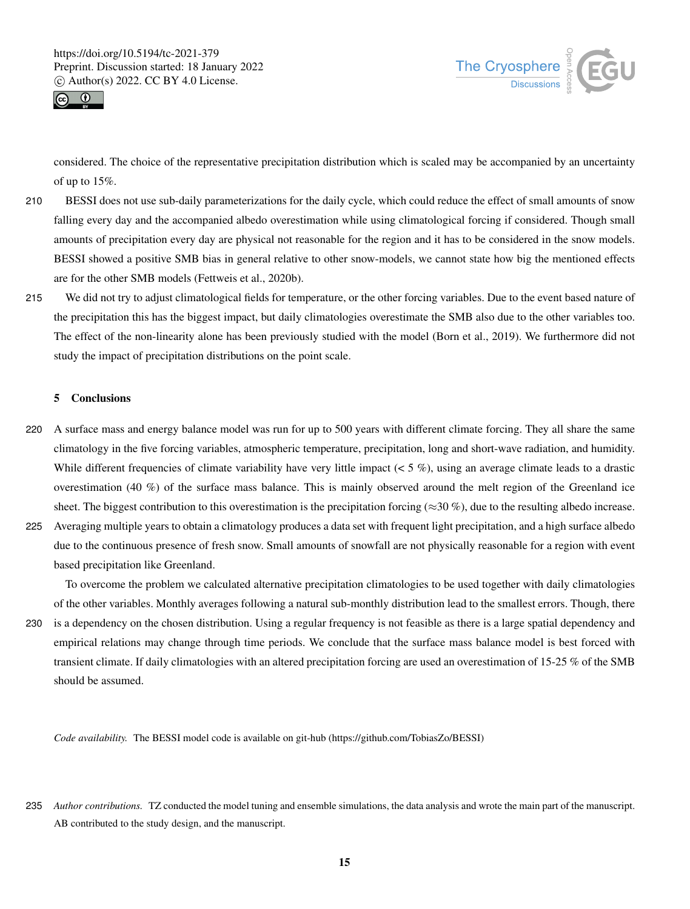considered. The choice of the representative precipitation distribution which is scaled may be accompanied by an uncertainty of up to 15%.

BESSI does not use sub-daily parameterizations for the daily cycle, which could reduce the effect of small amounts of snow falling every day and the accompanied albedo overestimation while using climatological forcing if considered. Though small amounts of precipitation every day are physical not reasonable for the region and it has to be considered in the snow models. BESSI showed a positive SMB bias in general relative to other snow-models, we cannot state how big the mentioned effects are for the other SMB models (Fettweis et al., 2020b).

We did not try to adjust climatological fields for temperature, or the other forcing variables. Due to the event based nature of the precipitation this has the biggest impact, but daily climatologies overestimate the SMB also due to the other variables too. The effect of the non-linearity alone has been previously studied with the model (Born et al., 2019). We furthermore did not study the impact of precipitation distributions on the point scale.

## 5 Conclusions

A surface mass and energy balance model was run for up to 500 years with different climate forcing. They all share the same climatology in the five forcing variables, atmospheric temperature, precipitation, long and short-wave radiation, and humidity. While different frequencies of climate variability have very little impact (< 5 %), using an average climate leads to a drastic overestimation (40 %) of the surface mass balance. This is mainly observed around the melt region of the Greenland ice sheet. The biggest contribution to this overestimation is the precipitation forcing ($\approx$30 %), due to the resulting albedo increase. Averaging multiple years to obtain a climatology produces a data set with frequent light precipitation, and a high surface albedo due to the continuous presence of fresh snow. Small amounts of snowfall are not physically reasonable for a region with event based precipitation like Greenland.

To overcome the problem we calculated alternative precipitation climatologies to be used together with daily climatologies of the other variables. Monthly averages following a natural sub-monthly distribution lead to the smallest errors. Though, there is a dependency on the chosen distribution. Using a regular frequency is not feasible as there is a large spatial dependency and empirical relations may change through time periods. We conclude that the surface mass balance model is best forced with transient climate. If daily climatologies with an altered precipitation forcing are used an overestimation of 15-25 % of the SMB should be assumed.

*Code availability.* The BESSI model code is available on git-hub (https://github.com/TobiasZo/BESSI)

*Author contributions.* TZ conducted the model tuning and ensemble simulations, the data analysis and wrote the main part of the manuscript. AB contributed to the study design, and the manuscript.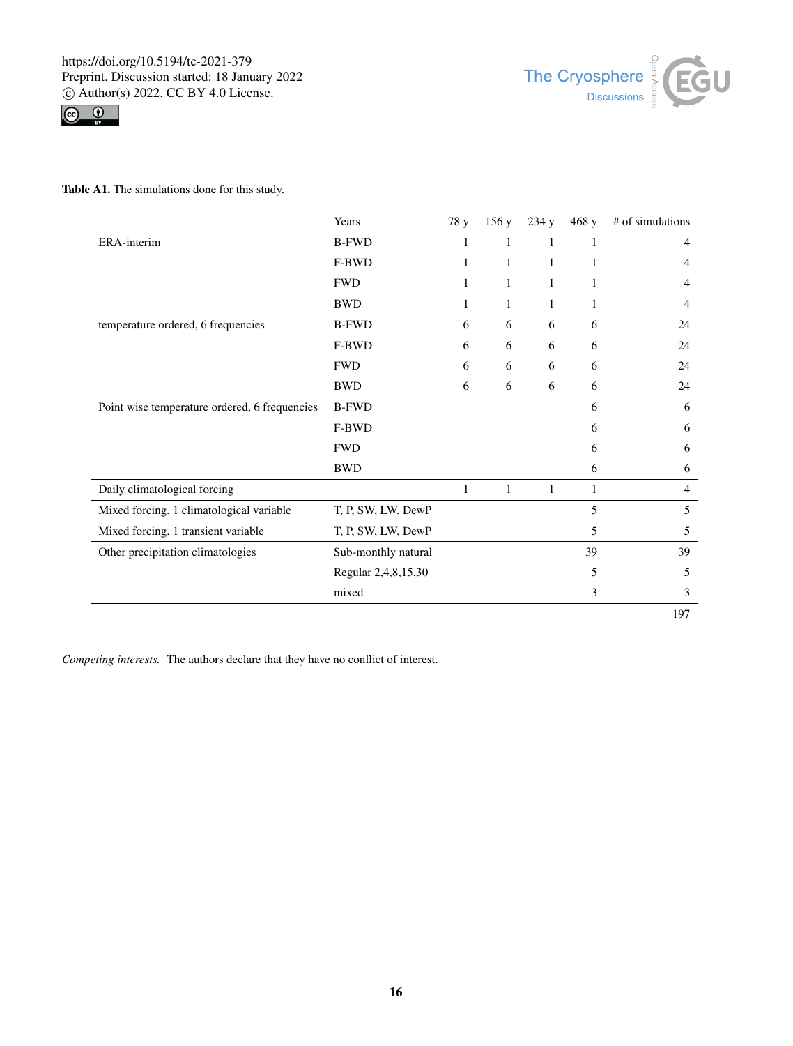**Table A1.** The simulations done for this study.

| | Years | 78 y | 156 y | 234 y | 468 y | # of simulations |
|---|---|---|---|---|---|---|
| ERA-interim | B-FWD | 1 | 1 | 1 | 1 | 4 |
| | F-BWD | 1 | 1 | 1 | 1 | 4 |
| | FWD | 1 | 1 | 1 | 1 | 4 |
| | BWD | 1 | 1 | 1 | 1 | 4 |
| temperature ordered, 6 frequencies | B-FWD | 6 | 6 | 6 | 6 | 24 |
| | F-BWD | 6 | 6 | 6 | 6 | 24 |
| | FWD | 6 | 6 | 6 | 6 | 24 |
| | BWD | 6 | 6 | 6 | 6 | 24 |
| Point wise temperature ordered, 6 frequencies | B-FWD | | | | 6 | 6 |
| | F-BWD | | | | 6 | 6 |
| | FWD | | | | 6 | 6 |
| | BWD | | | | 6 | 6 |
| Daily climatological forcing | | 1 | 1 | 1 | 1 | 4 |
| Mixed forcing, 1 climatological variable | T, P, SW, LW, DewP | | | | 5 | 5 |
| Mixed forcing, 1 transient variable | T, P, SW, LW, DewP | | | | 5 | 5 |
| Other precipitation climatologies | Sub-monthly natural | | | | 39 | 39 |
| | Regular 2,4,8,15,30 | | | | 5 | 5 |
| | mixed | | | | 3 | 3 |
| | | | | | | 197 |

*Competing interests.* The authors declare that they have no conflict of interest.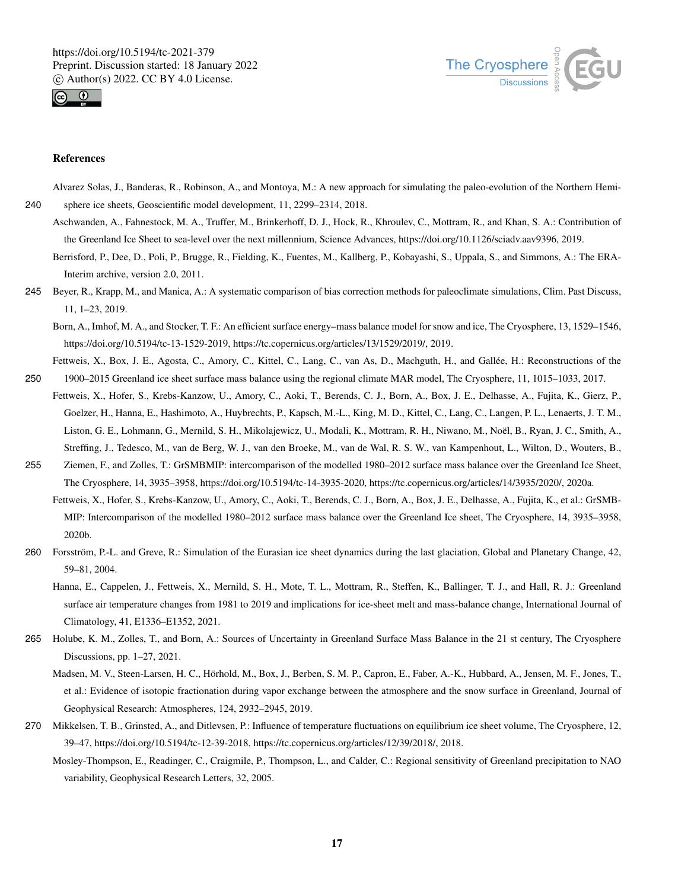## References

Alvarez Solas, J., Banderas, R., Robinson, A., and Montoya, M.: A new approach for simulating the paleo-evolution of the Northern Hemisphere ice sheets, Geoscientific model development, 11, 2299–2314, 2018.

Aschwanden, A., Fahnestock, M. A., Truffer, M., Brinkerhoff, D. J., Hock, R., Khroulev, C., Mottram, R., and Khan, S. A.: Contribution of the Greenland Ice Sheet to sea-level over the next millennium, Science Advances, https://doi.org/10.1126/sciadv.aav9396, 2019.

Berrisford, P., Dee, D., Poli, P., Brugge, R., Fielding, K., Fuentes, M., Kallberg, P., Kobayashi, S., Uppala, S., and Simmons, A.: The ERA-Interim archive, version 2.0, 2011.

Beyer, R., Krapp, M., and Manica, A.: A systematic comparison of bias correction methods for paleoclimate simulations, Clim. Past Discuss, 11, 1–23, 2019.

Born, A., Imhof, M. A., and Stocker, T. F.: An efficient surface energy–mass balance model for snow and ice, The Cryosphere, 13, 1529–1546, https://doi.org/10.5194/tc-13-1529-2019, https://tc.copernicus.org/articles/13/1529/2019/, 2019.

Fettweis, X., Box, J. E., Agosta, C., Amory, C., Kittel, C., Lang, C., van As, D., Machguth, H., and Gallée, H.: Reconstructions of the 1900–2015 Greenland ice sheet surface mass balance using the regional climate MAR model, The Cryosphere, 11, 1015–1033, 2017.

Fettweis, X., Hofer, S., Krebs-Kanzow, U., Amory, C., Aoki, T., Berends, C. J., Born, A., Box, J. E., Delhasse, A., Fujita, K., Gierz, P., Goelzer, H., Hanna, E., Hashimoto, A., Huybrechts, P., Kapsch, M.-L., King, M. D., Kittel, C., Lang, C., Langen, P. L., Lenaerts, J. T. M., Liston, G. E., Lohmann, G., Mernild, S. H., Mikolajewicz, U., Modali, K., Mottram, R. H., Niwano, M., Noël, B., Ryan, J. C., Smith, A., Streffing, J., Tedesco, M., van de Berg, W. J., van den Broeke, M., van de Wal, R. S. W., van Kampenhout, L., Wilton, D., Wouters, B., Ziemen, F., and Zolles, T.: GrSMBMIP: intercomparison of the modelled 1980–2012 surface mass balance over the Greenland Ice Sheet, The Cryosphere, 14, 3935–3958, https://doi.org/10.5194/tc-14-3935-2020, https://tc.copernicus.org/articles/14/3935/2020/, 2020a.

Fettweis, X., Hofer, S., Krebs-Kanzow, U., Amory, C., Aoki, T., Berends, C. J., Born, A., Box, J. E., Delhasse, A., Fujita, K., et al.: GrSMBMIP: Intercomparison of the modelled 1980–2012 surface mass balance over the Greenland Ice sheet, The Cryosphere, 14, 3935–3958, 2020b.

Forsström, P.-L. and Greve, R.: Simulation of the Eurasian ice sheet dynamics during the last glaciation, Global and Planetary Change, 42, 59–81, 2004.

Hanna, E., Cappelen, J., Fettweis, X., Mernild, S. H., Mote, T. L., Mottram, R., Steffen, K., Ballinger, T. J., and Hall, R. J.: Greenland surface air temperature changes from 1981 to 2019 and implications for ice-sheet melt and mass-balance change, International Journal of Climatology, 41, E1336–E1352, 2021.

Holube, K. M., Zolles, T., and Born, A.: Sources of Uncertainty in Greenland Surface Mass Balance in the 21 st century, The Cryosphere Discussions, pp. 1–27, 2021.

Madsen, M. V., Steen-Larsen, H. C., Hörhold, M., Box, J., Berben, S. M. P., Capron, E., Faber, A.-K., Hubbard, A., Jensen, M. F., Jones, T., et al.: Evidence of isotopic fractionation during vapor exchange between the atmosphere and the snow surface in Greenland, Journal of Geophysical Research: Atmospheres, 124, 2932–2945, 2019.

Mikkelsen, T. B., Grinsted, A., and Ditlevsen, P.: Influence of temperature fluctuations on equilibrium ice sheet volume, The Cryosphere, 12, 39–47, https://doi.org/10.5194/tc-12-39-2018, https://tc.copernicus.org/articles/12/39/2018/, 2018.

Mosley-Thompson, E., Readinger, C., Craigmile, P., Thompson, L., and Calder, C.: Regional sensitivity of Greenland precipitation to NAO variability, Geophysical Research Letters, 32, 2005.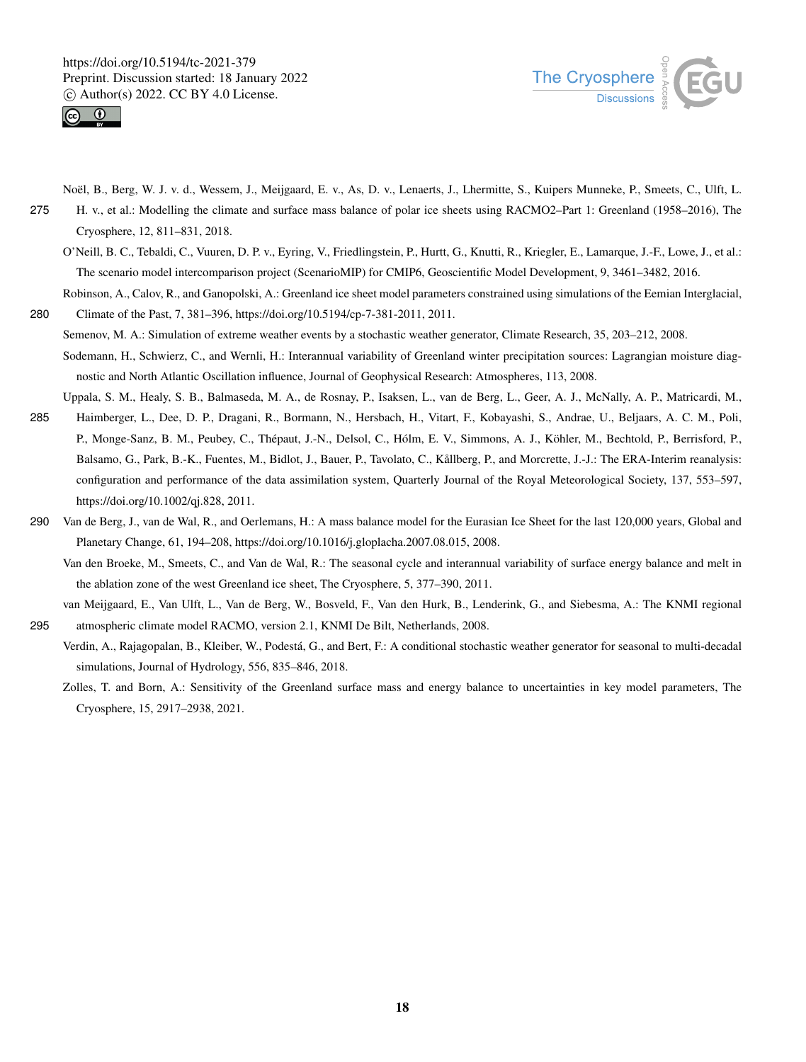Noël, B., Berg, W. J. v. d., Wessem, J., Meijgaard, E. v., As, D. v., Lenaerts, J., Lhermitte, S., Kuipers Munneke, P., Smeets, C., Ulft, L. H. v., et al.: Modelling the climate and surface mass balance of polar ice sheets using RACMO2–Part 1: Greenland (1958–2016), The Cryosphere, 12, 811–831, 2018.

O'Neill, B. C., Tebaldi, C., Vuuren, D. P. v., Eyring, V., Friedlingstein, P., Hurtt, G., Knutti, R., Kriegler, E., Lamarque, J.-F., Lowe, J., et al.: The scenario model intercomparison project (ScenarioMIP) for CMIP6, Geoscientific Model Development, 9, 3461–3482, 2016.

Robinson, A., Calov, R., and Ganopolski, A.: Greenland ice sheet model parameters constrained using simulations of the Eemian Interglacial, Climate of the Past, 7, 381–396, https://doi.org/10.5194/cp-7-381-2011, 2011.

Semenov, M. A.: Simulation of extreme weather events by a stochastic weather generator, Climate Research, 35, 203–212, 2008.

Sodemann, H., Schwierz, C., and Wernli, H.: Interannual variability of Greenland winter precipitation sources: Lagrangian moisture diagnostic and North Atlantic Oscillation influence, Journal of Geophysical Research: Atmospheres, 113, 2008.

Uppala, S. M., Healy, S. B., Balmaseda, M. A., de Rosnay, P., Isaksen, L., van de Berg, L., Geer, A. J., McNally, A. P., Matricardi, M., Haimberger, L., Dee, D. P., Dragani, R., Bormann, N., Hersbach, H., Vitart, F., Kobayashi, S., Andrae, U., Beljaars, A. C. M., Poli, P., Monge-Sanz, B. M., Peubey, C., Thépaut, J.-N., Delsol, C., Hólm, E. V., Simmons, A. J., Köhler, M., Bechtold, P., Berrisford, P., Balsamo, G., Park, B.-K., Fuentes, M., Bidlot, J., Bauer, P., Tavolato, C., Kållberg, P., and Morcrette, J.-J.: The ERA-Interim reanalysis: configuration and performance of the data assimilation system, Quarterly Journal of the Royal Meteorological Society, 137, 553–597, https://doi.org/10.1002/qj.828, 2011.

Van de Berg, J., van de Wal, R., and Oerlemans, H.: A mass balance model for the Eurasian Ice Sheet for the last 120,000 years, Global and Planetary Change, 61, 194–208, https://doi.org/10.1016/j.gloplacha.2007.08.015, 2008.

Van den Broeke, M., Smeets, C., and Van de Wal, R.: The seasonal cycle and interannual variability of surface energy balance and melt in the ablation zone of the west Greenland ice sheet, The Cryosphere, 5, 377–390, 2011.

van Meijgaard, E., Van Ulft, L., Van de Berg, W., Bosveld, F., Van den Hurk, B., Lenderink, G., and Siebesma, A.: The KNMI regional atmospheric climate model RACMO, version 2.1, KNMI De Bilt, Netherlands, 2008.

Verdin, A., Rajagopalan, B., Kleiber, W., Podestá, G., and Bert, F.: A conditional stochastic weather generator for seasonal to multi-decadal simulations, Journal of Hydrology, 556, 835–846, 2018.

Zolles, T. and Born, A.: Sensitivity of the Greenland surface mass and energy balance to uncertainties in key model parameters, The Cryosphere, 15, 2917–2938, 2021.